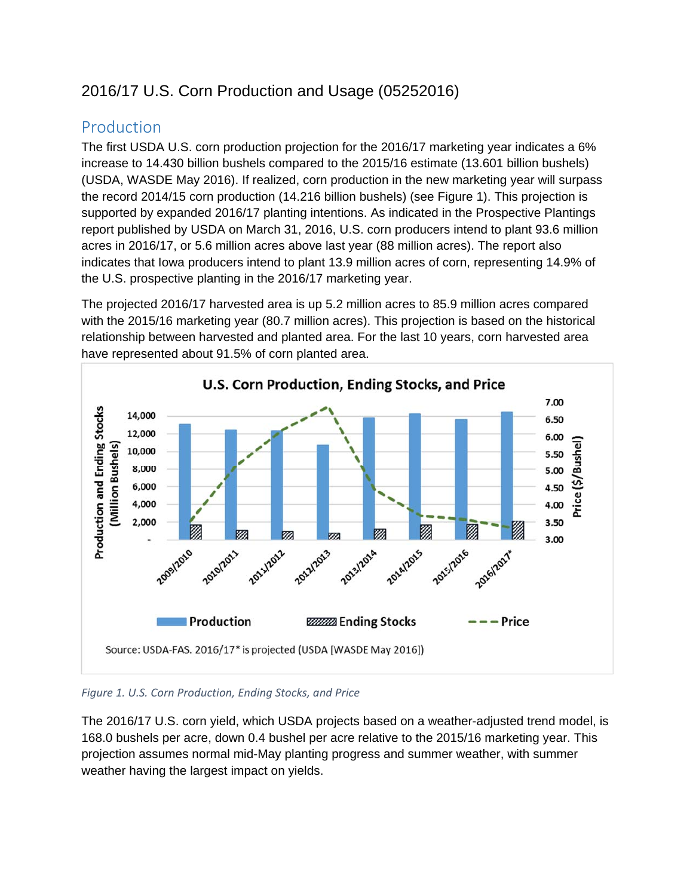# 2016/17 U.S. Corn Production and Usage (05252016)

## Production

The first USDA U.S. corn production projection for the 2016/17 marketing year indicates a 6% increase to 14.430 billion bushels compared to the 2015/16 estimate (13.601 billion bushels) (USDA, WASDE May 2016). If realized, corn production in the new marketing year will surpass the record 2014/15 corn production (14.216 billion bushels) (see Figure 1). This projection is supported by expanded 2016/17 planting intentions. As indicated in the Prospective Plantings report published by USDA on March 31, 2016, U.S. corn producers intend to plant 93.6 million acres in 2016/17, or 5.6 million acres above last year (88 million acres). The report also indicates that Iowa producers intend to plant 13.9 million acres of corn, representing 14.9% of the U.S. prospective planting in the 2016/17 marketing year.

The projected 2016/17 harvested area is up 5.2 million acres to 85.9 million acres compared with the 2015/16 marketing year (80.7 million acres). This projection is based on the historical relationship between harvested and planted area. For the last 10 years, corn harvested area have represented about 91.5% of corn planted area.

*Figure 1. U.S. Corn Production, Ending Stocks, and Price*

The 2016/17 U.S. corn yield, which USDA projects based on a weather-adjusted trend model, is 168.0 bushels per acre, down 0.4 bushel per acre relative to the 2015/16 marketing year. This projection assumes normal mid-May planting progress and summer weather, with summer weather having the largest impact on yields.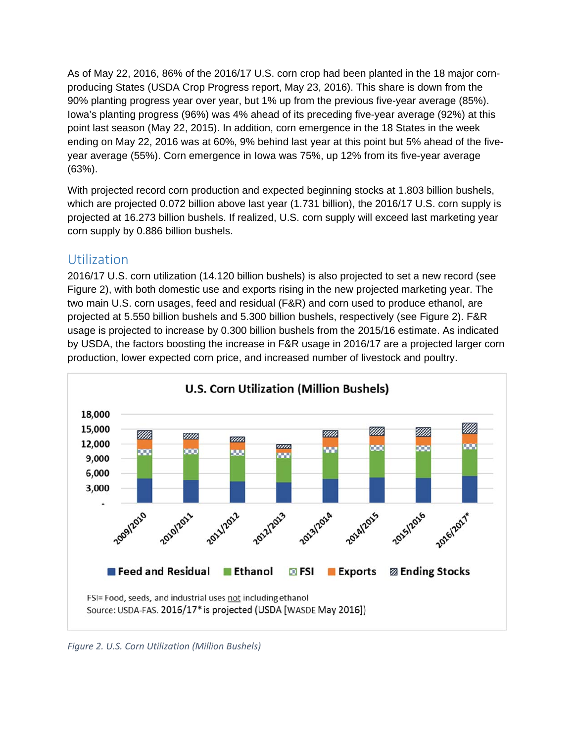As of May 22, 2016, 86% of the 2016/17 U.S. corn crop had been planted in the 18 major corn-producing States (USDA Crop Progress report, May 23, 2016). This share is down from the 90% planting progress year over year, but 1% up from the previous five-year average (85%). Iowa's planting progress (96%) was 4% ahead of its preceding five-year average (92%) at this point last season (May 22, 2015). In addition, corn emergence in the 18 States in the week ending on May 22, 2016 was at 60%, 9% behind last year at this point but 5% ahead of the five-year average (55%). Corn emergence in Iowa was 75%, up 12% from its five-year average (63%).

With projected record corn production and expected beginning stocks at 1.803 billion bushels, which are projected 0.072 billion above last year (1.731 billion), the 2016/17 U.S. corn supply is projected at 16.273 billion bushels. If realized, U.S. corn supply will exceed last marketing year corn supply by 0.886 billion bushels.

## Utilization

2016/17 U.S. corn utilization (14.120 billion bushels) is also projected to set a new record (see Figure 2), with both domestic use and exports rising in the new projected marketing year. The two main U.S. corn usages, feed and residual (F&R) and corn used to produce ethanol, are projected at 5.550 billion bushels and 5.300 billion bushels, respectively (see Figure 2). F&R usage is projected to increase by 0.300 billion bushels from the 2015/16 estimate. As indicated by USDA, the factors boosting the increase in F&R usage in 2016/17 are a projected larger corn production, lower expected corn price, and increased number of livestock and poultry.

**U.S. Corn Utilization (Million Bushels)**

FSI= Food, seeds, and industrial uses not including ethanol

Source: USDA-FAS. 2016/17* is projected (USDA [WASDE May 2016])

*Figure 2. U.S. Corn Utilization (Million Bushels)*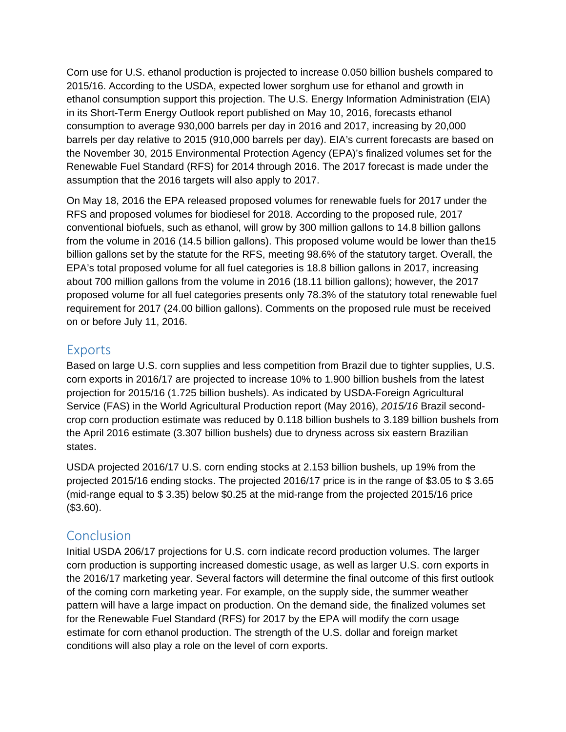Corn use for U.S. ethanol production is projected to increase 0.050 billion bushels compared to 2015/16. According to the USDA, expected lower sorghum use for ethanol and growth in ethanol consumption support this projection. The U.S. Energy Information Administration (EIA) in its Short-Term Energy Outlook report published on May 10, 2016, forecasts ethanol consumption to average 930,000 barrels per day in 2016 and 2017, increasing by 20,000 barrels per day relative to 2015 (910,000 barrels per day). EIA's current forecasts are based on the November 30, 2015 Environmental Protection Agency (EPA)'s finalized volumes set for the Renewable Fuel Standard (RFS) for 2014 through 2016. The 2017 forecast is made under the assumption that the 2016 targets will also apply to 2017.

On May 18, 2016 the EPA released proposed volumes for renewable fuels for 2017 under the RFS and proposed volumes for biodiesel for 2018. According to the proposed rule, 2017 conventional biofuels, such as ethanol, will grow by 300 million gallons to 14.8 billion gallons from the volume in 2016 (14.5 billion gallons). This proposed volume would be lower than the15 billion gallons set by the statute for the RFS, meeting 98.6% of the statutory target. Overall, the EPA's total proposed volume for all fuel categories is 18.8 billion gallons in 2017, increasing about 700 million gallons from the volume in 2016 (18.11 billion gallons); however, the 2017 proposed volume for all fuel categories presents only 78.3% of the statutory total renewable fuel requirement for 2017 (24.00 billion gallons). Comments on the proposed rule must be received on or before July 11, 2016.

## Exports

Based on large U.S. corn supplies and less competition from Brazil due to tighter supplies, U.S. corn exports in 2016/17 are projected to increase 10% to 1.900 billion bushels from the latest projection for 2015/16 (1.725 billion bushels). As indicated by USDA-Foreign Agricultural Service (FAS) in the World Agricultural Production report (May 2016), *2015/16* Brazil second-crop corn production estimate was reduced by 0.118 billion bushels to 3.189 billion bushels from the April 2016 estimate (3.307 billion bushels) due to dryness across six eastern Brazilian states.

USDA projected 2016/17 U.S. corn ending stocks at 2.153 billion bushels, up 19% from the projected 2015/16 ending stocks. The projected 2016/17 price is in the range of $3.05 to $ 3.65 (mid-range equal to $ 3.35) below $0.25 at the mid-range from the projected 2015/16 price ($3.60).

## Conclusion

Initial USDA 206/17 projections for U.S. corn indicate record production volumes. The larger corn production is supporting increased domestic usage, as well as larger U.S. corn exports in the 2016/17 marketing year. Several factors will determine the final outcome of this first outlook of the coming corn marketing year. For example, on the supply side, the summer weather pattern will have a large impact on production. On the demand side, the finalized volumes set for the Renewable Fuel Standard (RFS) for 2017 by the EPA will modify the corn usage estimate for corn ethanol production. The strength of the U.S. dollar and foreign market conditions will also play a role on the level of corn exports.